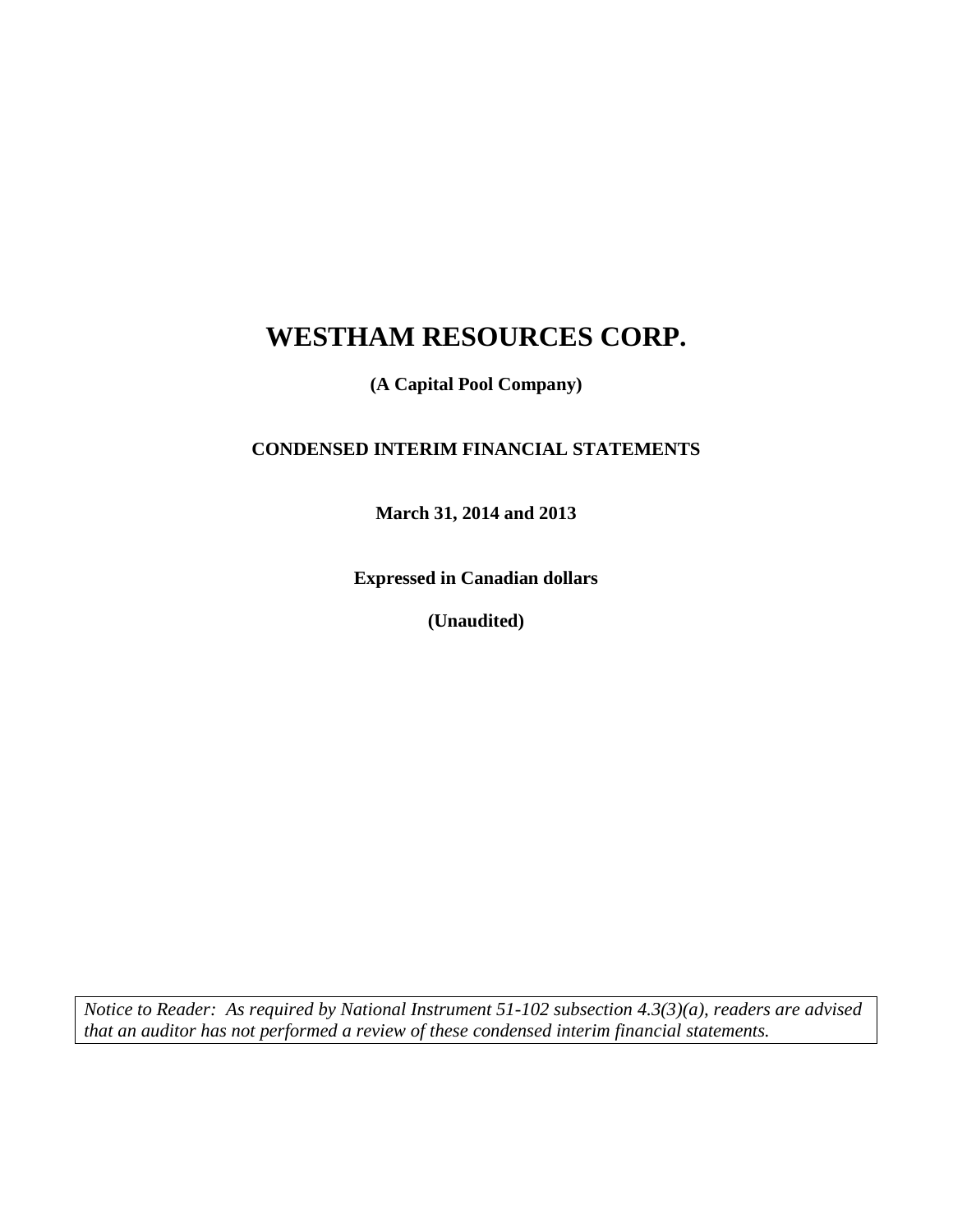# WESTHAM RESOURCES CORP.

**(A Capital Pool Company)**

**CONDENSED INTERIM FINANCIAL STATEMENTS**

**March 31, 2014 and 2013**

**Expressed in Canadian dollars**

**(Unaudited)**

*Notice to Reader: As required by National Instrument 51-102 subsection 4.3(3)(a), readers are advised that an auditor has not performed a review of these condensed interim financial statements.*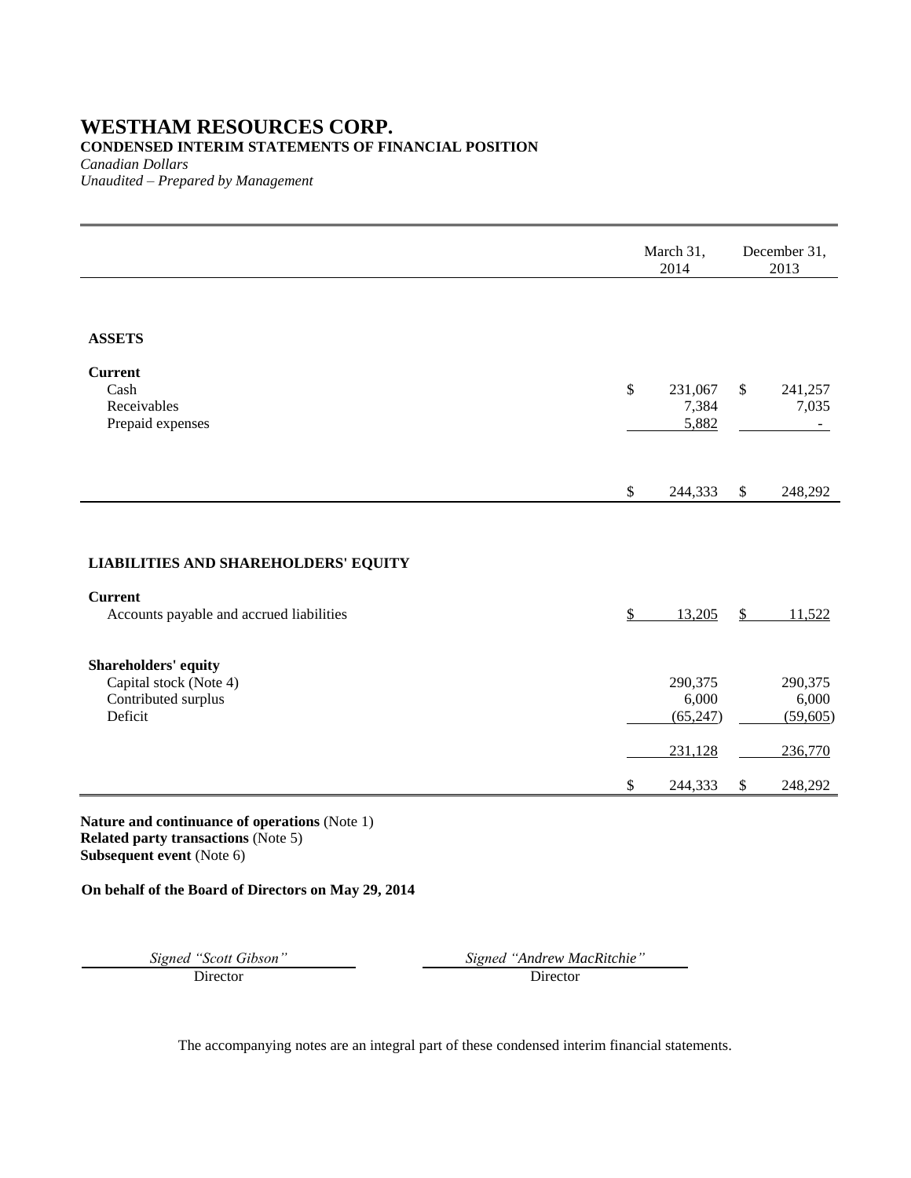# WESTHAM RESOURCES CORP.

**CONDENSED INTERIM STATEMENTS OF FINANCIAL POSITION**

*Canadian Dollars*

*Unaudited – Prepared by Management*

| | March 31, 2014 | December 31, 2013 |
|---|---|---|
| **ASSETS** | | |
| **Current** | | |
| Cash | $ 231,067 | $ 241,257 |
| Receivables | 7,384 | 7,035 |
| Prepaid expenses | 5,882 | - |
| | $ 244,333 | $ 248,292 |
| **LIABILITIES AND SHAREHOLDERS' EQUITY** | | |
| **Current** | | |
| Accounts payable and accrued liabilities | $ 13,205 | $ 11,522 |
| **Shareholders' equity** | | |
| Capital stock (Note 4) | 290,375 | 290,375 |
| Contributed surplus | 6,000 | 6,000 |
| Deficit | (65,247) | (59,605) |
| | 231,128 | 236,770 |
| | $ 244,333 | $ 248,292 |

**Nature and continuance of operations** (Note 1)
**Related party transactions** (Note 5)
**Subsequent event** (Note 6)

**On behalf of the Board of Directors on May 29, 2014**

| *Signed "Scott Gibson"* | *Signed "Andrew MacRitchie"* |
|---|---|
| Director | Director |

The accompanying notes are an integral part of these condensed interim financial statements.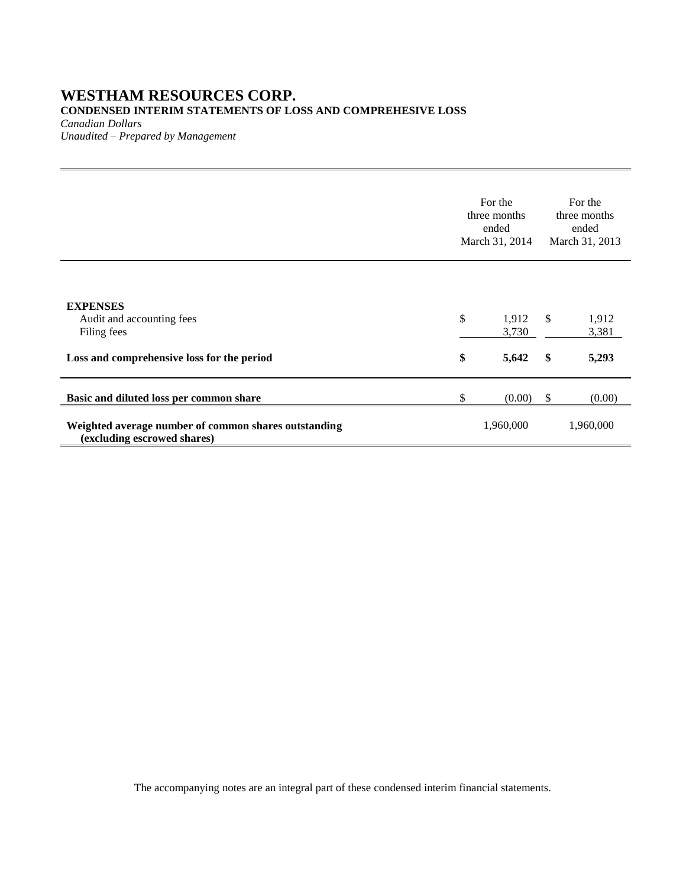# WESTHAM RESOURCES CORP.

**CONDENSED INTERIM STATEMENTS OF LOSS AND COMPREHESIVE LOSS**

*Canadian Dollars*

*Unaudited – Prepared by Management*

| | For the three months ended March 31, 2014 | For the three months ended March 31, 2013 |
|---|---|---|
| **EXPENSES** | | |
| Audit and accounting fees | $ 1,912 | $ 1,912 |
| Filing fees | 3,730 | 3,381 |
| **Loss and comprehensive loss for the period** | **$ 5,642** | **$ 5,293** |
| **Basic and diluted loss per common share** | $ (0.00) | $ (0.00) |
| **Weighted average number of common shares outstanding (excluding escrowed shares)** | 1,960,000 | 1,960,000 |

The accompanying notes are an integral part of these condensed interim financial statements.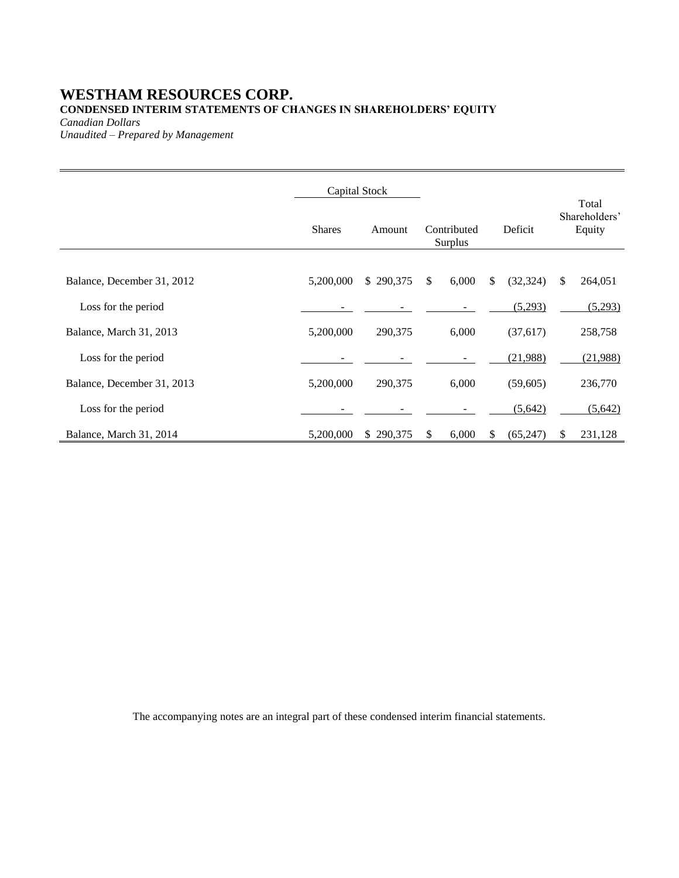# WESTHAM RESOURCES CORP.

**CONDENSED INTERIM STATEMENTS OF CHANGES IN SHAREHOLDERS' EQUITY**

*Canadian Dollars*

*Unaudited – Prepared by Management*

| | Capital Stock | | | | |
|---|---|---|---|---|---|
| | Shares | Amount | Contributed Surplus | Deficit | Total Shareholders' Equity |
| Balance, December 31, 2012 | 5,200,000 | $ 290,375 | $ 6,000 | $ (32,324) | $ 264,051 |
| Loss for the period | - | - | - | (5,293) | (5,293) |
| Balance, March 31, 2013 | 5,200,000 | 290,375 | 6,000 | (37,617) | 258,758 |
| Loss for the period | - | - | - | (21,988) | (21,988) |
| Balance, December 31, 2013 | 5,200,000 | 290,375 | 6,000 | (59,605) | 236,770 |
| Loss for the period | - | - | - | (5,642) | (5,642) |
| Balance, March 31, 2014 | 5,200,000 | $ 290,375 | $ 6,000 | $ (65,247) | $ 231,128 |

The accompanying notes are an integral part of these condensed interim financial statements.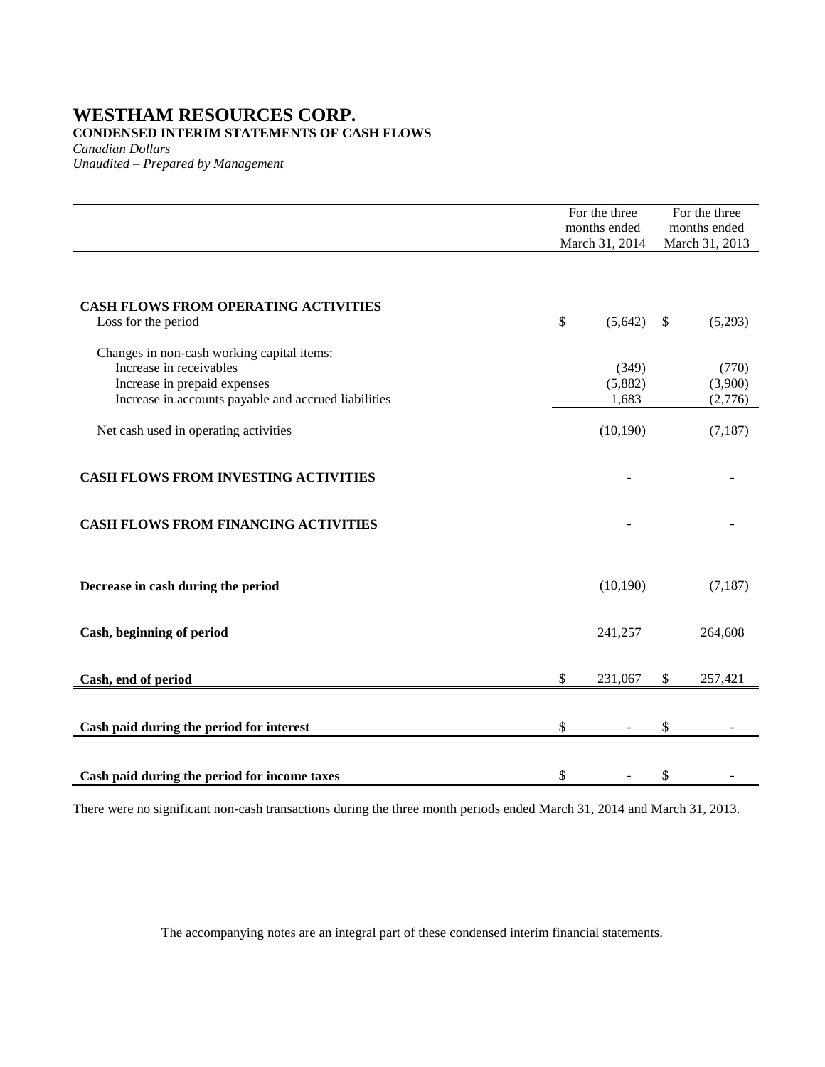# WESTHAM RESOURCES CORP.

**CONDENSED INTERIM STATEMENTS OF CASH FLOWS**

*Canadian Dollars*

*Unaudited – Prepared by Management*

| | For the three months ended March 31, 2014 | For the three months ended March 31, 2013 |
|---|---|---|
| **CASH FLOWS FROM OPERATING ACTIVITIES** | | |
| Loss for the period | $ (5,642) | $ (5,293) |
| Changes in non-cash working capital items: | | |
| Increase in receivables | (349) | (770) |
| Increase in prepaid expenses | (5,882) | (3,900) |
| Increase in accounts payable and accrued liabilities | 1,683 | (2,776) |
| Net cash used in operating activities | (10,190) | (7,187) |
| **CASH FLOWS FROM INVESTING ACTIVITIES** | - | - |
| **CASH FLOWS FROM FINANCING ACTIVITIES** | - | - |
| **Decrease in cash during the period** | (10,190) | (7,187) |
| **Cash, beginning of period** | 241,257 | 264,608 |
| **Cash, end of period** | $ 231,067 | $ 257,421 |
| **Cash paid during the period for interest** | $ - | $ - |
| **Cash paid during the period for income taxes** | $ - | $ - |

There were no significant non-cash transactions during the three month periods ended March 31, 2014 and March 31, 2013.

The accompanying notes are an integral part of these condensed interim financial statements.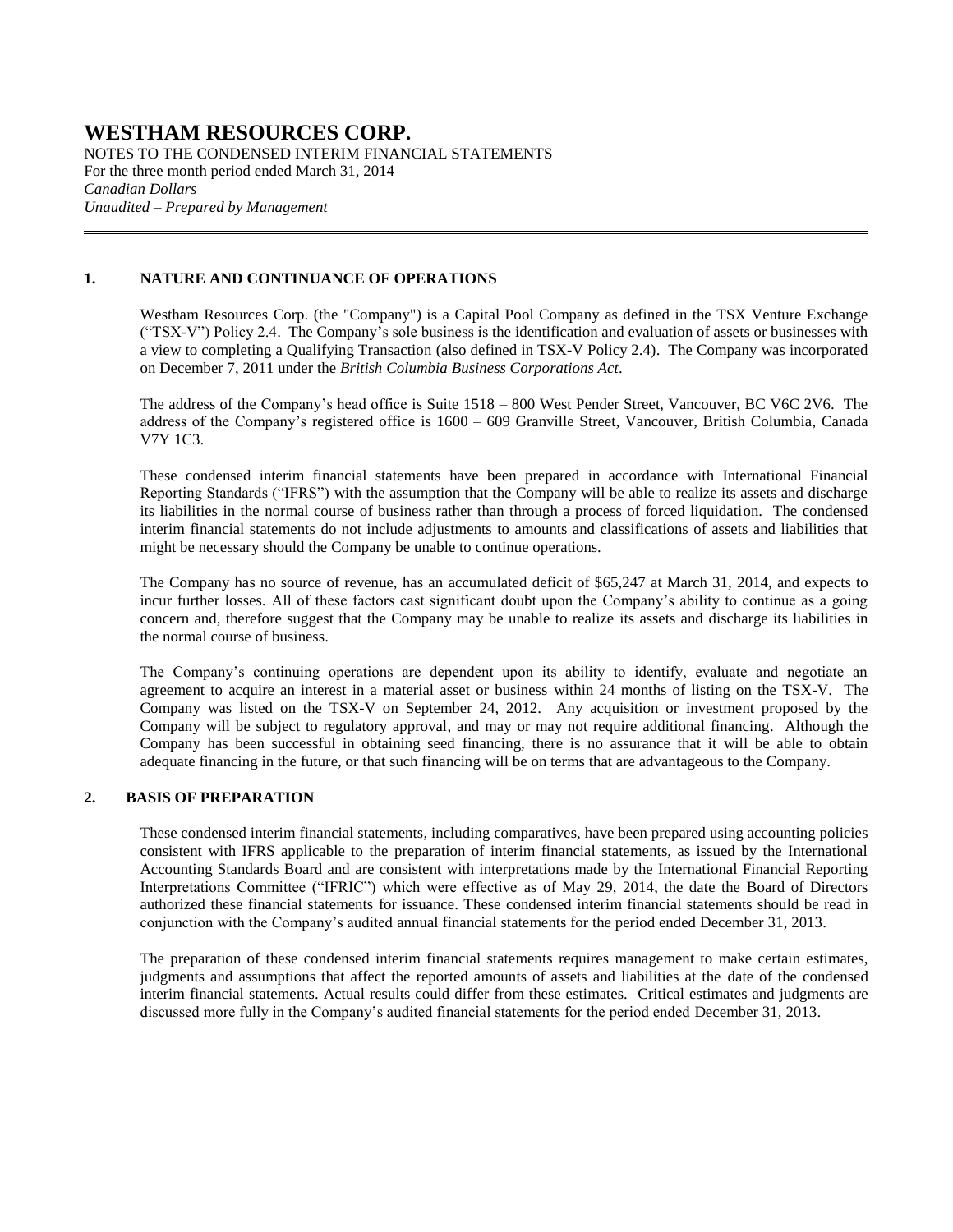# WESTHAM RESOURCES CORP.

NOTES TO THE CONDENSED INTERIM FINANCIAL STATEMENTS
For the three month period ended March 31, 2014
*Canadian Dollars*
*Unaudited – Prepared by Management*

---

## 1. NATURE AND CONTINUANCE OF OPERATIONS

Westham Resources Corp. (the "Company") is a Capital Pool Company as defined in the TSX Venture Exchange ("TSX-V") Policy 2.4. The Company's sole business is the identification and evaluation of assets or businesses with a view to completing a Qualifying Transaction (also defined in TSX-V Policy 2.4). The Company was incorporated on December 7, 2011 under the *British Columbia Business Corporations Act*.

The address of the Company's head office is Suite 1518 – 800 West Pender Street, Vancouver, BC V6C 2V6. The address of the Company's registered office is 1600 – 609 Granville Street, Vancouver, British Columbia, Canada V7Y 1C3.

These condensed interim financial statements have been prepared in accordance with International Financial Reporting Standards ("IFRS") with the assumption that the Company will be able to realize its assets and discharge its liabilities in the normal course of business rather than through a process of forced liquidation. The condensed interim financial statements do not include adjustments to amounts and classifications of assets and liabilities that might be necessary should the Company be unable to continue operations.

The Company has no source of revenue, has an accumulated deficit of $65,247 at March 31, 2014, and expects to incur further losses. All of these factors cast significant doubt upon the Company's ability to continue as a going concern and, therefore suggest that the Company may be unable to realize its assets and discharge its liabilities in the normal course of business.

The Company's continuing operations are dependent upon its ability to identify, evaluate and negotiate an agreement to acquire an interest in a material asset or business within 24 months of listing on the TSX-V. The Company was listed on the TSX-V on September 24, 2012. Any acquisition or investment proposed by the Company will be subject to regulatory approval, and may or may not require additional financing. Although the Company has been successful in obtaining seed financing, there is no assurance that it will be able to obtain adequate financing in the future, or that such financing will be on terms that are advantageous to the Company.

## 2. BASIS OF PREPARATION

These condensed interim financial statements, including comparatives, have been prepared using accounting policies consistent with IFRS applicable to the preparation of interim financial statements, as issued by the International Accounting Standards Board and are consistent with interpretations made by the International Financial Reporting Interpretations Committee ("IFRIC") which were effective as of May 29, 2014, the date the Board of Directors authorized these financial statements for issuance. These condensed interim financial statements should be read in conjunction with the Company's audited annual financial statements for the period ended December 31, 2013.

The preparation of these condensed interim financial statements requires management to make certain estimates, judgments and assumptions that affect the reported amounts of assets and liabilities at the date of the condensed interim financial statements. Actual results could differ from these estimates. Critical estimates and judgments are discussed more fully in the Company's audited financial statements for the period ended December 31, 2013.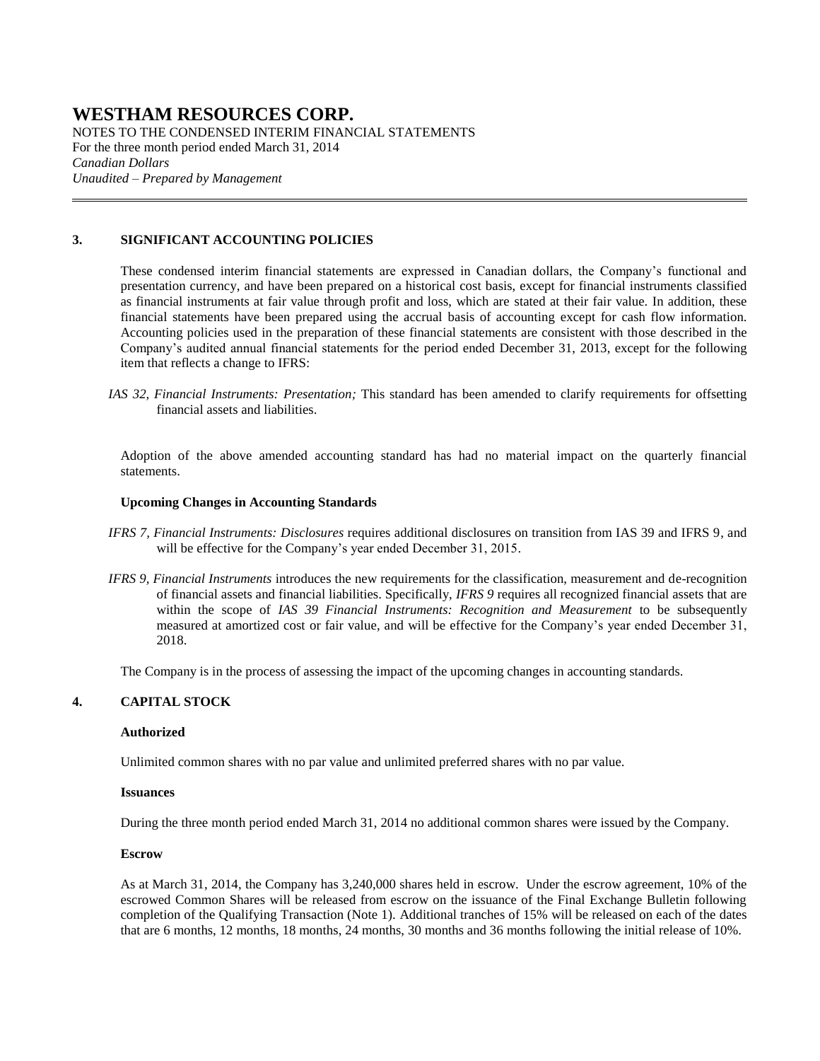## 3. SIGNIFICANT ACCOUNTING POLICIES

These condensed interim financial statements are expressed in Canadian dollars, the Company's functional and presentation currency, and have been prepared on a historical cost basis, except for financial instruments classified as financial instruments at fair value through profit and loss, which are stated at their fair value. In addition, these financial statements have been prepared using the accrual basis of accounting except for cash flow information. Accounting policies used in the preparation of these financial statements are consistent with those described in the Company's audited annual financial statements for the period ended December 31, 2013, except for the following item that reflects a change to IFRS:

*IAS 32, Financial Instruments: Presentation;* This standard has been amended to clarify requirements for offsetting financial assets and liabilities.

Adoption of the above amended accounting standard has had no material impact on the quarterly financial statements.

### Upcoming Changes in Accounting Standards

*IFRS 7, Financial Instruments: Disclosures* requires additional disclosures on transition from IAS 39 and IFRS 9, and will be effective for the Company's year ended December 31, 2015.

*IFRS 9, Financial Instruments* introduces the new requirements for the classification, measurement and de-recognition of financial assets and financial liabilities. Specifically, *IFRS 9* requires all recognized financial assets that are within the scope of *IAS 39 Financial Instruments: Recognition and Measurement* to be subsequently measured at amortized cost or fair value, and will be effective for the Company's year ended December 31, 2018.

The Company is in the process of assessing the impact of the upcoming changes in accounting standards.

## 4. CAPITAL STOCK

### Authorized

Unlimited common shares with no par value and unlimited preferred shares with no par value.

### Issuances

During the three month period ended March 31, 2014 no additional common shares were issued by the Company.

### Escrow

As at March 31, 2014, the Company has 3,240,000 shares held in escrow. Under the escrow agreement, 10% of the escrowed Common Shares will be released from escrow on the issuance of the Final Exchange Bulletin following completion of the Qualifying Transaction (Note 1). Additional tranches of 15% will be released on each of the dates that are 6 months, 12 months, 18 months, 24 months, 30 months and 36 months following the initial release of 10%.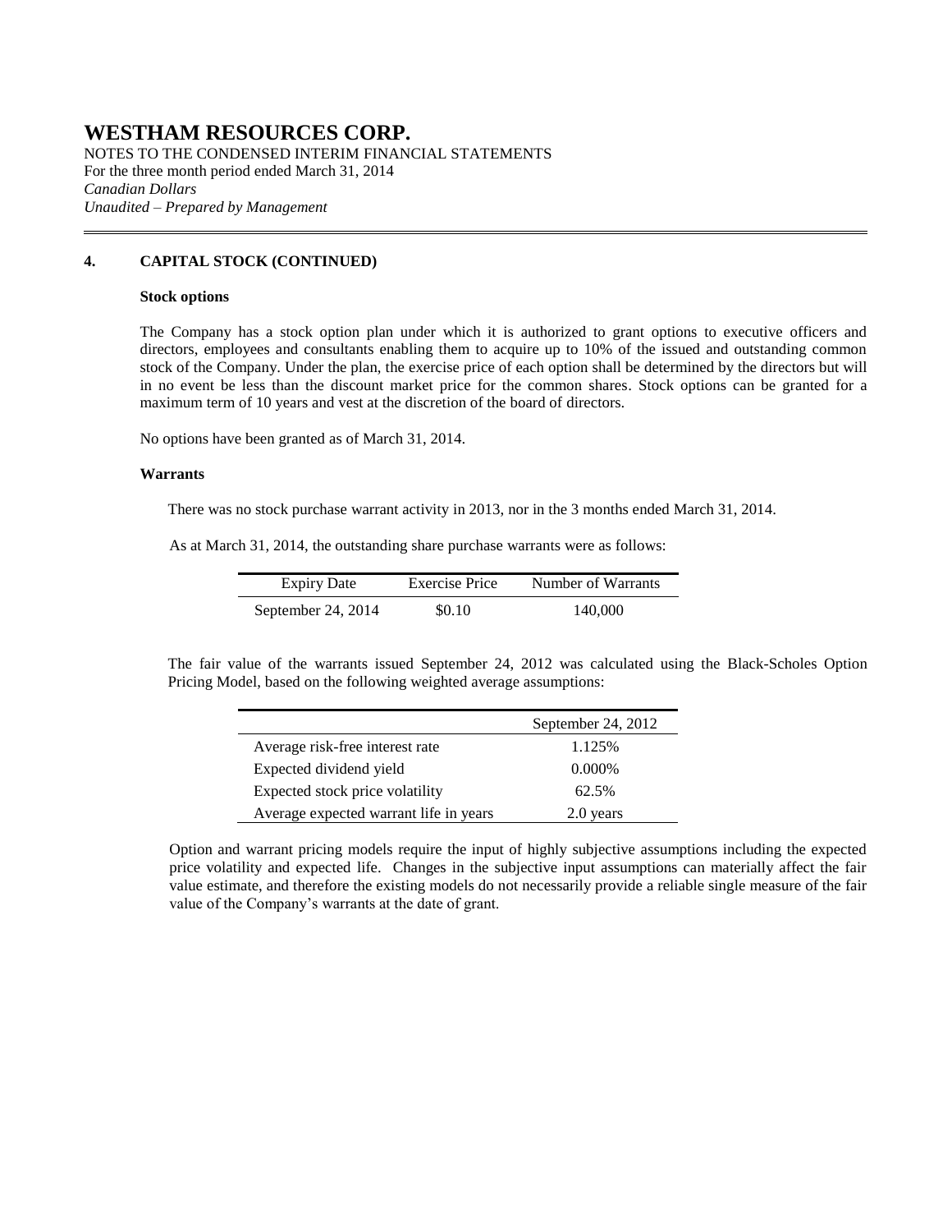# WESTHAM RESOURCES CORP.

NOTES TO THE CONDENSED INTERIM FINANCIAL STATEMENTS
For the three month period ended March 31, 2014
*Canadian Dollars*
*Unaudited – Prepared by Management*

## 4. CAPITAL STOCK (CONTINUED)

### Stock options

The Company has a stock option plan under which it is authorized to grant options to executive officers and directors, employees and consultants enabling them to acquire up to 10% of the issued and outstanding common stock of the Company. Under the plan, the exercise price of each option shall be determined by the directors but will in no event be less than the discount market price for the common shares. Stock options can be granted for a maximum term of 10 years and vest at the discretion of the board of directors.

No options have been granted as of March 31, 2014.

### Warrants

There was no stock purchase warrant activity in 2013, nor in the 3 months ended March 31, 2014.

As at March 31, 2014, the outstanding share purchase warrants were as follows:

| Expiry Date | Exercise Price | Number of Warrants |
|---|---|---|
| September 24, 2014 | $0.10 | 140,000 |

The fair value of the warrants issued September 24, 2012 was calculated using the Black-Scholes Option Pricing Model, based on the following weighted average assumptions:

| | September 24, 2012 |
|---|---|
| Average risk-free interest rate | 1.125% |
| Expected dividend yield | 0.000% |
| Expected stock price volatility | 62.5% |
| Average expected warrant life in years | 2.0 years |

Option and warrant pricing models require the input of highly subjective assumptions including the expected price volatility and expected life. Changes in the subjective input assumptions can materially affect the fair value estimate, and therefore the existing models do not necessarily provide a reliable single measure of the fair value of the Company's warrants at the date of grant.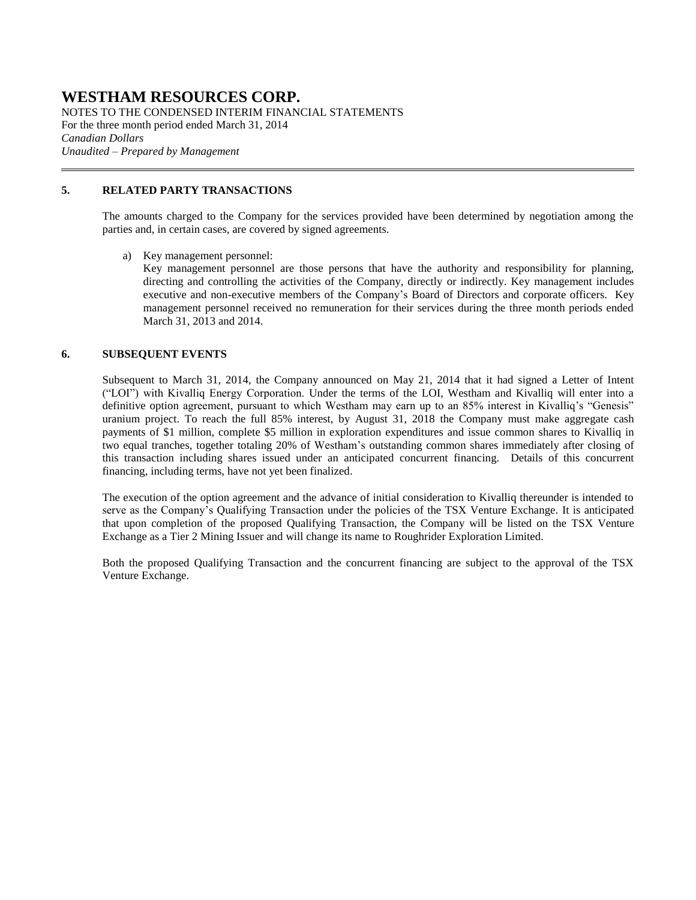## 5. RELATED PARTY TRANSACTIONS

The amounts charged to the Company for the services provided have been determined by negotiation among the parties and, in certain cases, are covered by signed agreements.

a) Key management personnel:
   Key management personnel are those persons that have the authority and responsibility for planning, directing and controlling the activities of the Company, directly or indirectly. Key management includes executive and non-executive members of the Company's Board of Directors and corporate officers. Key management personnel received no remuneration for their services during the three month periods ended March 31, 2013 and 2014.

## 6. SUBSEQUENT EVENTS

Subsequent to March 31, 2014, the Company announced on May 21, 2014 that it had signed a Letter of Intent ("LOI") with Kivalliq Energy Corporation. Under the terms of the LOI, Westham and Kivalliq will enter into a definitive option agreement, pursuant to which Westham may earn up to an 85% interest in Kivalliq's "Genesis" uranium project. To reach the full 85% interest, by August 31, 2018 the Company must make aggregate cash payments of $1 million, complete $5 million in exploration expenditures and issue common shares to Kivalliq in two equal tranches, together totaling 20% of Westham's outstanding common shares immediately after closing of this transaction including shares issued under an anticipated concurrent financing. Details of this concurrent financing, including terms, have not yet been finalized.

The execution of the option agreement and the advance of initial consideration to Kivalliq thereunder is intended to serve as the Company's Qualifying Transaction under the policies of the TSX Venture Exchange. It is anticipated that upon completion of the proposed Qualifying Transaction, the Company will be listed on the TSX Venture Exchange as a Tier 2 Mining Issuer and will change its name to Roughrider Exploration Limited.

Both the proposed Qualifying Transaction and the concurrent financing are subject to the approval of the TSX Venture Exchange.